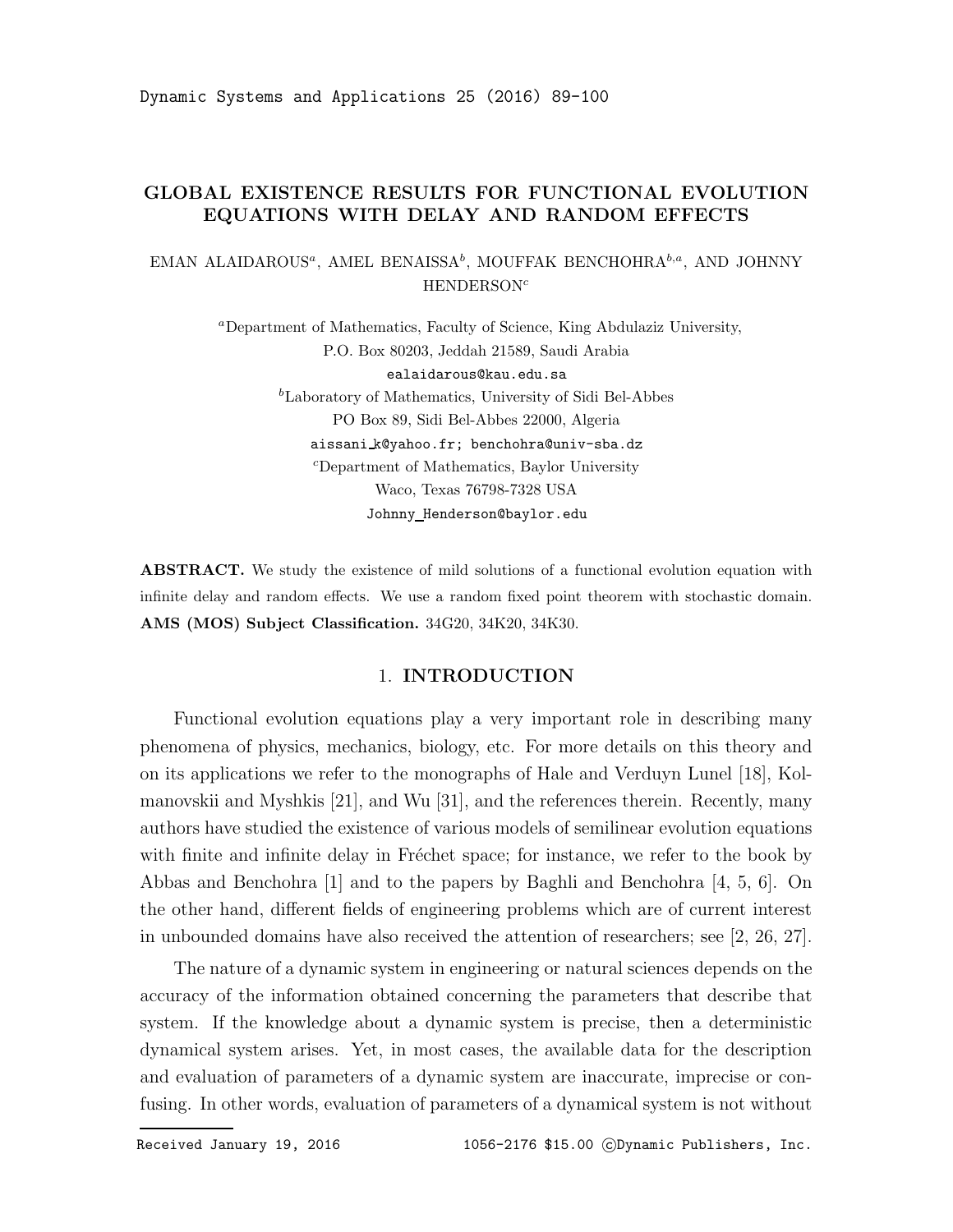# GLOBAL EXISTENCE RESULTS FOR FUNCTIONAL EVOLUTION EQUATIONS WITH DELAY AND RANDOM EFFECTS

EMAN ALAIDAROUS[a], AMEL BENAISSA[b], MOUFFAK BENCHOHRA[b,a], AND JOHNNY HENDERSON[c]

[a]Department of Mathematics, Faculty of Science, King Abdulaziz University,
P.O. Box 80203, Jeddah 21589, Saudi Arabia
ealaidarous@kau.edu.sa

[b]Laboratory of Mathematics, University of Sidi Bel-Abbes
PO Box 89, Sidi Bel-Abbes 22000, Algeria
aissani_k@yahoo.fr; benchohra@univ-sba.dz

[c]Department of Mathematics, Baylor University
Waco, Texas 76798-7328 USA
Johnny_Henderson@baylor.edu

**ABSTRACT.** We study the existence of mild solutions of a functional evolution equation with infinite delay and random effects. We use a random fixed point theorem with stochastic domain.

**AMS (MOS) Subject Classification.** 34G20, 34K20, 34K30.

## 1. INTRODUCTION

Functional evolution equations play a very important role in describing many phenomena of physics, mechanics, biology, etc. For more details on this theory and on its applications we refer to the monographs of Hale and Verduyn Lunel [18], Kolmanovskii and Myshkis [21], and Wu [31], and the references therein. Recently, many authors have studied the existence of various models of semilinear evolution equations with finite and infinite delay in Fréchet space; for instance, we refer to the book by Abbas and Benchohra [1] and to the papers by Baghli and Benchohra [4, 5, 6]. On the other hand, different fields of engineering problems which are of current interest in unbounded domains have also received the attention of researchers; see [2, 26, 27].

The nature of a dynamic system in engineering or natural sciences depends on the accuracy of the information obtained concerning the parameters that describe that system. If the knowledge about a dynamic system is precise, then a deterministic dynamical system arises. Yet, in most cases, the available data for the description and evaluation of parameters of a dynamic system are inaccurate, imprecise or confusing. In other words, evaluation of parameters of a dynamical system is not without

Received January 19, 2016 1056-2176 $15.00 ©Dynamic Publishers, Inc.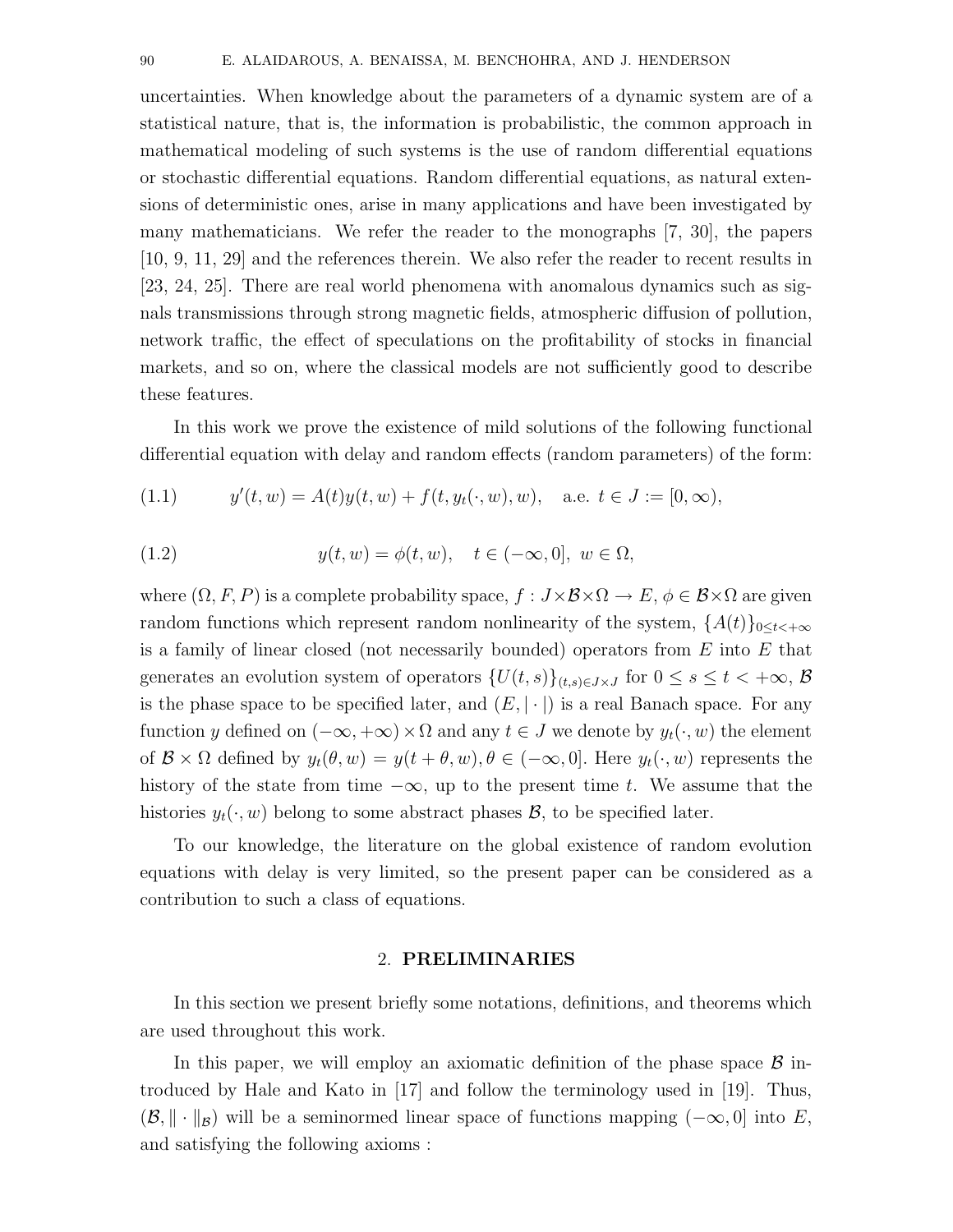uncertainties. When knowledge about the parameters of a dynamic system are of a statistical nature, that is, the information is probabilistic, the common approach in mathematical modeling of such systems is the use of random differential equations or stochastic differential equations. Random differential equations, as natural extensions of deterministic ones, arise in many applications and have been investigated by many mathematicians. We refer the reader to the monographs [7, 30], the papers [10, 9, 11, 29] and the references therein. We also refer the reader to recent results in [23, 24, 25]. There are real world phenomena with anomalous dynamics such as signals transmissions through strong magnetic fields, atmospheric diffusion of pollution, network traffic, the effect of speculations on the profitability of stocks in financial markets, and so on, where the classical models are not sufficiently good to describe these features.

In this work we prove the existence of mild solutions of the following functional differential equation with delay and random effects (random parameters) of the form:

$$y'(t,w) = A(t)y(t,w) + f(t, y_t(\cdot,w), w), \quad \text{a.e. } t \in J := [0,\infty), \tag{1.1}$$

$$y(t,w) = \phi(t,w), \quad t \in (-\infty, 0], \ w \in \Omega, \tag{1.2}$$

where $(\Omega, F, P)$ is a complete probability space, $f : J\times\mathcal{B}\times\Omega \to E$, $\phi \in \mathcal{B}\times\Omega$ are given random functions which represent random nonlinearity of the system, $\{A(t)\}_{0\leq t<+\infty}$ is a family of linear closed (not necessarily bounded) operators from $E$ into $E$ that generates an evolution system of operators $\{U(t,s)\}_{(t,s)\in J\times J}$ for $0 \leq s \leq t < +\infty$, $\mathcal{B}$ is the phase space to be specified later, and $(E, |\cdot|)$ is a real Banach space. For any function $y$ defined on $(-\infty, +\infty)\times\Omega$ and any $t \in J$ we denote by $y_t(\cdot,w)$ the element of $\mathcal{B}\times\Omega$ defined by $y_t(\theta,w) = y(t+\theta,w), \theta \in (-\infty, 0]$. Here $y_t(\cdot,w)$ represents the history of the state from time $-\infty$, up to the present time $t$. We assume that the histories $y_t(\cdot,w)$ belong to some abstract phases $\mathcal{B}$, to be specified later.

To our knowledge, the literature on the global existence of random evolution equations with delay is very limited, so the present paper can be considered as a contribution to such a class of equations.

## 2. PRELIMINARIES

In this section we present briefly some notations, definitions, and theorems which are used throughout this work.

In this paper, we will employ an axiomatic definition of the phase space $\mathcal{B}$ introduced by Hale and Kato in [17] and follow the terminology used in [19]. Thus, $(\mathcal{B}, \|\cdot\|_{\mathcal{B}})$ will be a seminormed linear space of functions mapping $(-\infty, 0]$ into $E$, and satisfying the following axioms :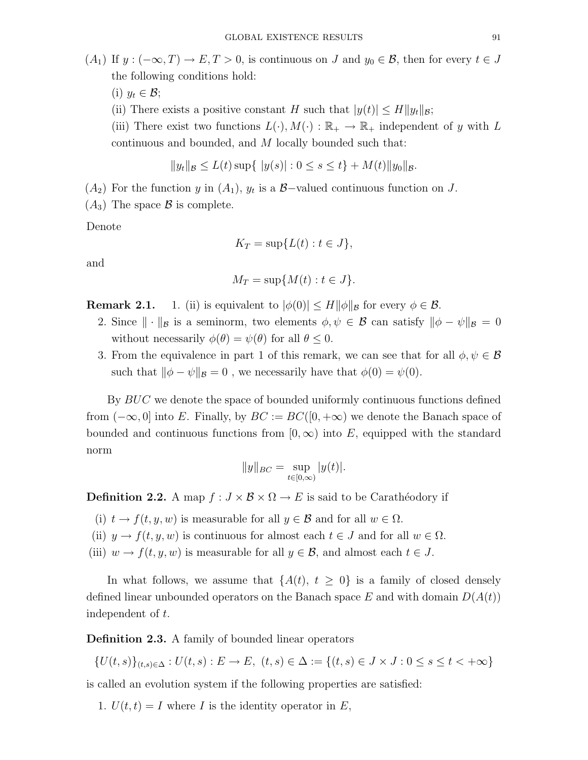$(A_1)$ If $y : (-\infty, T) \to E, T > 0$, is continuous on $J$ and $y_0 \in \mathcal{B}$, then for every $t \in J$ the following conditions hold:

(i) $y_t \in \mathcal{B}$;

(ii) There exists a positive constant $H$ such that $|y(t)| \leq H\|y_t\|_{\mathcal{B}}$;

(iii) There exist two functions $L(\cdot), M(\cdot) : \mathbb{R}_+ \to \mathbb{R}_+$ independent of $y$ with $L$ continuous and bounded, and $M$ locally bounded such that:

$$\|y_t\|_{\mathcal{B}} \leq L(t) \sup\{ \, |y(s)| : 0 \leq s \leq t\} + M(t)\|y_0\|_{\mathcal{B}}.$$

$(A_2)$ For the function $y$ in $(A_1)$, $y_t$ is a $\mathcal{B}-$valued continuous function on $J$.

$(A_3)$ The space $\mathcal{B}$ is complete.

Denote

$$K_T = \sup\{L(t) : t \in J\},$$

and

$$M_T = \sup\{M(t) : t \in J\}.$$

**Remark 2.1.** 1. (ii) is equivalent to $|\phi(0)| \leq H\|\phi\|_{\mathcal{B}}$ for every $\phi \in \mathcal{B}$.

2. Since $\|\cdot\|_{\mathcal{B}}$ is a seminorm, two elements $\phi, \psi \in \mathcal{B}$ can satisfy $\|\phi - \psi\|_{\mathcal{B}} = 0$ without necessarily $\phi(\theta) = \psi(\theta)$ for all $\theta \leq 0$.
3. From the equivalence in part 1 of this remark, we can see that for all $\phi, \psi \in \mathcal{B}$ such that $\|\phi - \psi\|_{\mathcal{B}} = 0$ , we necessarily have that $\phi(0) = \psi(0)$.

By $BUC$ we denote the space of bounded uniformly continuous functions defined from $(-\infty, 0]$ into $E$. Finally, by $BC := BC([0, +\infty)$ we denote the Banach space of bounded and continuous functions from $[0, \infty)$ into $E$, equipped with the standard norm

$$\|y\|_{BC} = \sup_{t\in[0,\infty)} |y(t)|.$$

**Definition 2.2.** A map $f : J \times \mathcal{B} \times \Omega \to E$ is said to be Carathéodory if

(i) $t \to f(t, y, w)$ is measurable for all $y \in \mathcal{B}$ and for all $w \in \Omega$.

(ii) $y \to f(t, y, w)$ is continuous for almost each $t \in J$ and for all $w \in \Omega$.

(iii) $w \to f(t, y, w)$ is measurable for all $y \in \mathcal{B}$, and almost each $t \in J$.

In what follows, we assume that $\{A(t),\ t \geq 0\}$ is a family of closed densely defined linear unbounded operators on the Banach space $E$ and with domain $D(A(t))$ independent of $t$.

**Definition 2.3.** A family of bounded linear operators

$$\{U(t, s)\}_{(t,s)\in\Delta} : U(t, s) : E \to E,\ (t, s) \in \Delta := \{(t, s) \in J \times J : 0 \leq s \leq t < +\infty\}$$

is called an evolution system if the following properties are satisfied:

1. $U(t, t) = I$ where $I$ is the identity operator in $E$,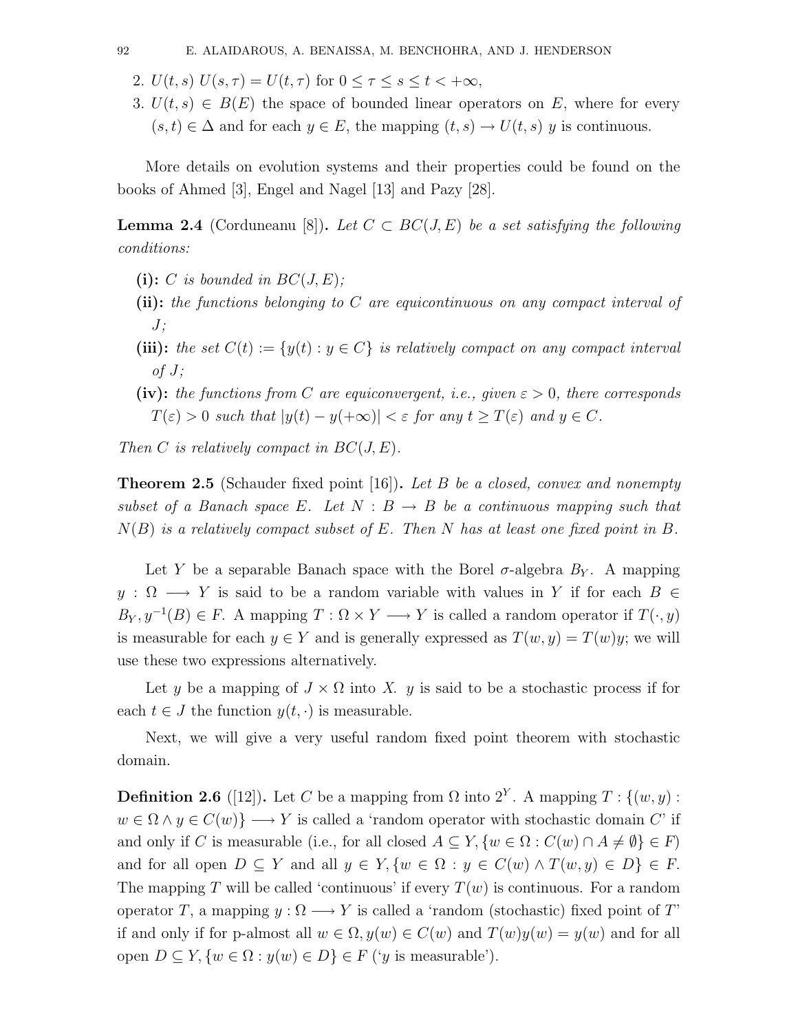2. $U(t, s)\, U(s, \tau) = U(t, \tau)$ for $0 \le \tau \le s \le t < +\infty$,
3. $U(t, s) \in B(E)$ the space of bounded linear operators on $E$, where for every $(s, t) \in \Delta$ and for each $y \in E$, the mapping $(t, s) \to U(t, s)\, y$ is continuous.

More details on evolution systems and their properties could be found on the books of Ahmed [3], Engel and Nagel [13] and Pazy [28].

**Lemma 2.4** (Corduneanu [8])**.** *Let $C \subset BC(J, E)$ be a set satisfying the following conditions:*

- **(i):** *$C$ is bounded in $BC(J, E)$;*
- **(ii):** *the functions belonging to $C$ are equicontinuous on any compact interval of $J$;*
- **(iii):** *the set $C(t) := \{y(t) : y \in C\}$ is relatively compact on any compact interval of $J$;*
- **(iv):** *the functions from $C$ are equiconvergent, i.e., given $\varepsilon > 0$, there corresponds $T(\varepsilon) > 0$ such that $|y(t) - y(+\infty)| < \varepsilon$ for any $t \ge T(\varepsilon)$ and $y \in C$.*

*Then $C$ is relatively compact in $BC(J, E)$.*

**Theorem 2.5** (Schauder fixed point [16])**.** *Let $B$ be a closed, convex and nonempty subset of a Banach space $E$. Let $N : B \to B$ be a continuous mapping such that $N(B)$ is a relatively compact subset of $E$. Then $N$ has at least one fixed point in $B$.*

Let $Y$ be a separable Banach space with the Borel $\sigma$-algebra $B_Y$. A mapping $y : \Omega \longrightarrow Y$ is said to be a random variable with values in $Y$ if for each $B \in B_Y, y^{-1}(B) \in F$. A mapping $T : \Omega \times Y \longrightarrow Y$ is called a random operator if $T(\cdot, y)$ is measurable for each $y \in Y$ and is generally expressed as $T(w, y) = T(w)y$; we will use these two expressions alternatively.

Let $y$ be a mapping of $J \times \Omega$ into $X$. $y$ is said to be a stochastic process if for each $t \in J$ the function $y(t, \cdot)$ is measurable.

Next, we will give a very useful random fixed point theorem with stochastic domain.

**Definition 2.6** ([12])**.** Let $C$ be a mapping from $\Omega$ into $2^Y$. A mapping $T : \{(w, y) : w \in \Omega \wedge y \in C(w)\} \longrightarrow Y$ is called a 'random operator with stochastic domain $C$' if and only if $C$ is measurable (i.e., for all closed $A \subseteq Y, \{w \in \Omega : C(w) \cap A \neq \emptyset\} \in F$) and for all open $D \subseteq Y$ and all $y \in Y, \{w \in \Omega : y \in C(w) \wedge T(w, y) \in D\} \in F$. The mapping $T$ will be called 'continuous' if every $T(w)$ is continuous. For a random operator $T$, a mapping $y : \Omega \longrightarrow Y$ is called a 'random (stochastic) fixed point of $T$' if and only if for p-almost all $w \in \Omega, y(w) \in C(w)$ and $T(w)y(w) = y(w)$ and for all open $D \subseteq Y, \{w \in \Omega : y(w) \in D\} \in F$ ('$y$ is measurable').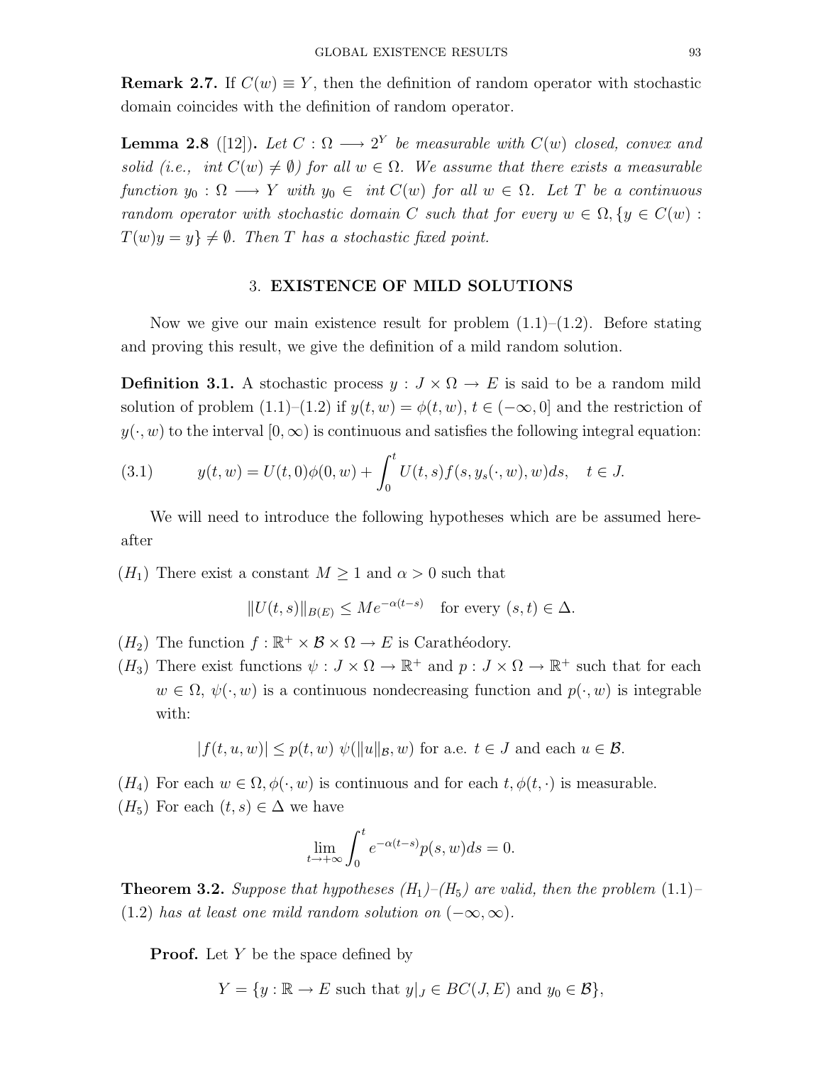**Remark 2.7.** If $C(w) \equiv Y$, then the definition of random operator with stochastic domain coincides with the definition of random operator.

**Lemma 2.8** ([12])**.** *Let $C : \Omega \longrightarrow 2^Y$ be measurable with $C(w)$ closed, convex and solid (i.e., $\text{int}\, C(w) \neq \emptyset$) for all $w \in \Omega$. We assume that there exists a measurable function $y_0 : \Omega \longrightarrow Y$ with $y_0 \in \text{int}\, C(w)$ for all $w \in \Omega$. Let $T$ be a continuous random operator with stochastic domain $C$ such that for every $w \in \Omega, \{y \in C(w) : T(w)y = y\} \neq \emptyset$. Then $T$ has a stochastic fixed point.*

## 3. EXISTENCE OF MILD SOLUTIONS

Now we give our main existence result for problem (1.1)–(1.2). Before stating and proving this result, we give the definition of a mild random solution.

**Definition 3.1.** A stochastic process $y : J \times \Omega \to E$ is said to be a random mild solution of problem (1.1)–(1.2) if $y(t, w) = \phi(t, w)$, $t \in (-\infty, 0]$ and the restriction of $y(\cdot, w)$ to the interval $[0, \infty)$ is continuous and satisfies the following integral equation:

$$y(t, w) = U(t, 0)\phi(0, w) + \int_0^t U(t, s)f(s, y_s(\cdot, w), w)ds, \quad t \in J. \tag{3.1}$$

We will need to introduce the following hypotheses which are be assumed hereafter

$(H_1)$ There exist a constant $M \geq 1$ and $\alpha > 0$ such that

$$\|U(t, s)\|_{B(E)} \leq Me^{-\alpha(t-s)} \quad \text{for every } (s, t) \in \Delta.$$

$(H_2)$ The function $f : \mathbb{R}^+ \times \mathcal{B} \times \Omega \to E$ is Carathéodory.

$(H_3)$ There exist functions $\psi : J \times \Omega \to \mathbb{R}^+$ and $p : J \times \Omega \to \mathbb{R}^+$ such that for each $w \in \Omega$, $\psi(\cdot, w)$ is a continuous nondecreasing function and $p(\cdot, w)$ is integrable with:

$$|f(t, u, w)| \leq p(t, w)\ \psi(\|u\|_{\mathcal{B}}, w) \text{ for a.e. } t \in J \text{ and each } u \in \mathcal{B}.$$

$(H_4)$ For each $w \in \Omega, \phi(\cdot, w)$ is continuous and for each $t, \phi(t, \cdot)$ is measurable.

$(H_5)$ For each $(t, s) \in \Delta$ we have

$$\lim_{t \to +\infty} \int_0^t e^{-\alpha(t-s)} p(s, w)ds = 0.$$

**Theorem 3.2.** *Suppose that hypotheses $(H_1)$–$(H_5)$ are valid, then the problem* (1.1)–(1.2) *has at least one mild random solution on $(-\infty, \infty)$.*

**Proof.** Let $Y$ be the space defined by

$$Y = \{y : \mathbb{R} \to E \text{ such that } y|_J \in BC(J, E) \text{ and } y_0 \in \mathcal{B}\},$$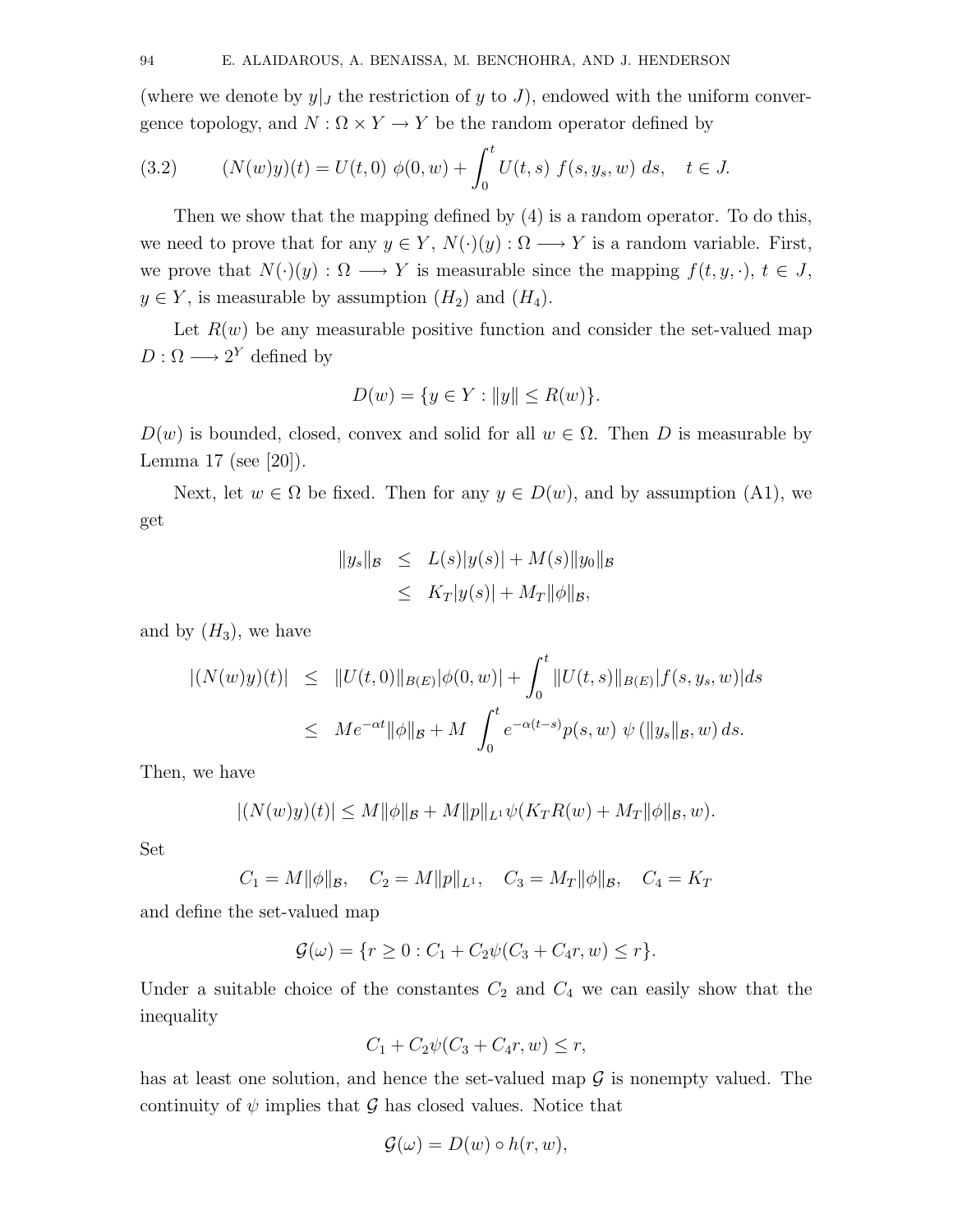(where we denote by $y|_J$ the restriction of $y$ to $J$), endowed with the uniform convergence topology, and $N : \Omega \times Y \to Y$ be the random operator defined by

$$(N(w)y)(t) = U(t,0)\ \phi(0,w) + \int_0^t U(t,s)\ f(s,y_s,w)\ ds, \quad t \in J. \tag{3.2}$$

Then we show that the mapping defined by (4) is a random operator. To do this, we need to prove that for any $y \in Y$, $N(\cdot)(y) : \Omega \longrightarrow Y$ is a random variable. First, we prove that $N(\cdot)(y) : \Omega \longrightarrow Y$ is measurable since the mapping $f(t,y,\cdot)$, $t \in J$, $y \in Y$, is measurable by assumption $(H_2)$ and $(H_4)$.

Let $R(w)$ be any measurable positive function and consider the set-valued map $D : \Omega \longrightarrow 2^Y$ defined by

$$D(w) = \{y \in Y : \|y\| \leq R(w)\}.$$

$D(w)$ is bounded, closed, convex and solid for all $w \in \Omega$. Then $D$ is measurable by Lemma 17 (see [20]).

Next, let $w \in \Omega$ be fixed. Then for any $y \in D(w)$, and by assumption (A1), we get

$$\begin{aligned}
\|y_s\|_{\mathcal{B}} &\leq L(s)|y(s)| + M(s)\|y_0\|_{\mathcal{B}} \\
&\leq K_T|y(s)| + M_T\|\phi\|_{\mathcal{B}},
\end{aligned}$$

and by $(H_3)$, we have

$$\begin{aligned}
|(N(w)y)(t)| &\leq \|U(t,0)\|_{B(E)}|\phi(0,w)| + \int_0^t \|U(t,s)\|_{B(E)}|f(s,y_s,w)|ds \\
&\leq Me^{-\alpha t}\|\phi\|_{\mathcal{B}} + M \int_0^t e^{-\alpha(t-s)}p(s,w)\ \psi\left(\|y_s\|_{\mathcal{B}}, w\right) ds.
\end{aligned}$$

Then, we have

$$|(N(w)y)(t)| \leq M\|\phi\|_{\mathcal{B}} + M\|p\|_{L^1}\psi(K_T R(w) + M_T\|\phi\|_{\mathcal{B}}, w).$$

Set

$$C_1 = M\|\phi\|_{\mathcal{B}}, \quad C_2 = M\|p\|_{L^1}, \quad C_3 = M_T\|\phi\|_{\mathcal{B}}, \quad C_4 = K_T$$

and define the set-valued map

$$\mathcal{G}(\omega) = \{r \geq 0 : C_1 + C_2\psi(C_3 + C_4 r, w) \leq r\}.$$

Under a suitable choice of the constantes $C_2$ and $C_4$ we can easily show that the inequality

$$C_1 + C_2\psi(C_3 + C_4 r, w) \leq r,$$

has at least one solution, and hence the set-valued map $\mathcal{G}$ is nonempty valued. The continuity of $\psi$ implies that $\mathcal{G}$ has closed values. Notice that

$$\mathcal{G}(\omega) = D(w) \circ h(r,w),$$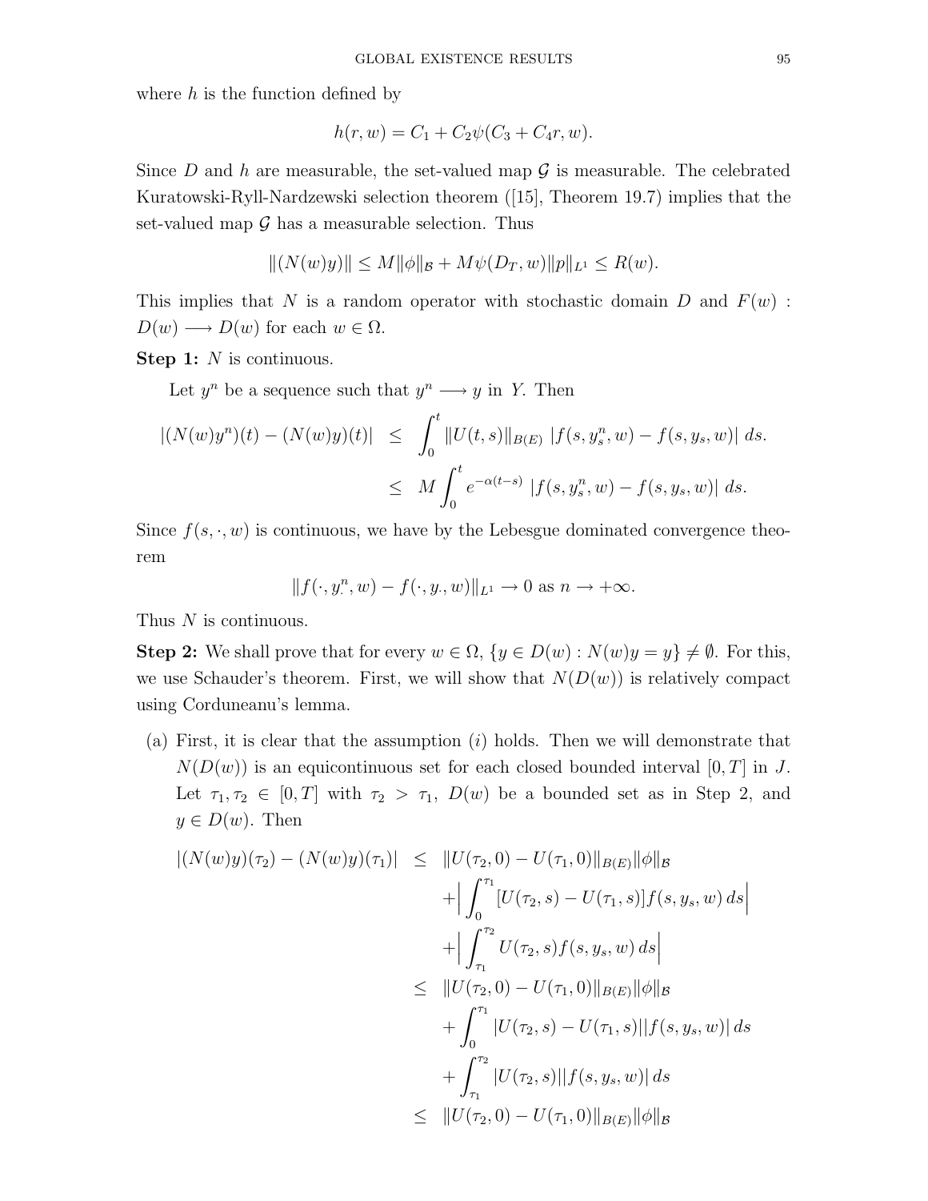where $h$ is the function defined by

$$h(r, w) = C_1 + C_2\psi(C_3 + C_4 r, w).$$

Since $D$ and $h$ are measurable, the set-valued map $\mathcal{G}$ is measurable. The celebrated Kuratowski-Ryll-Nardzewski selection theorem ([15], Theorem 19.7) implies that the set-valued map $\mathcal{G}$ has a measurable selection. Thus

$$\|(N(w)y)\| \leq M\|\phi\|_{\mathcal{B}} + M\psi(D_T, w)\|p\|_{L^1} \leq R(w).$$

This implies that $N$ is a random operator with stochastic domain $D$ and $F(w) : D(w) \longrightarrow D(w)$ for each $w \in \Omega$.

**Step 1:** $N$ is continuous.

Let $y^n$ be a sequence such that $y^n \longrightarrow y$ in $Y$. Then

$$\begin{aligned}
|(N(w)y^n)(t) - (N(w)y)(t)| &\leq \int_0^t \|U(t,s)\|_{B(E)}\, |f(s, y_s^n, w) - f(s, y_s, w)|\, ds. \\
&\leq M\int_0^t e^{-\alpha(t-s)}\, |f(s, y_s^n, w) - f(s, y_s, w)|\, ds.
\end{aligned}$$

Since $f(s, \cdot, w)$ is continuous, we have by the Lebesgue dominated convergence theorem

$$\|f(\cdot, y_\cdot^n, w) - f(\cdot, y_\cdot, w)\|_{L^1} \to 0 \text{ as } n \to +\infty.$$

Thus $N$ is continuous.

**Step 2:** We shall prove that for every $w \in \Omega$, $\{y \in D(w) : N(w)y = y\} \neq \emptyset$. For this, we use Schauder's theorem. First, we will show that $N(D(w))$ is relatively compact using Corduneanu's lemma.

(a) First, it is clear that the assumption $(i)$ holds. Then we will demonstrate that $N(D(w))$ is an equicontinuous set for each closed bounded interval $[0, T]$ in $J$. Let $\tau_1, \tau_2 \in [0, T]$ with $\tau_2 > \tau_1$, $D(w)$ be a bounded set as in Step 2, and $y \in D(w)$. Then

$$\begin{aligned}
|(N(w)y)(\tau_2) - (N(w)y)(\tau_1)| &\leq \|U(\tau_2, 0) - U(\tau_1, 0)\|_{B(E)}\|\phi\|_{\mathcal{B}} \\
&\quad + \Big|\int_0^{\tau_1} [U(\tau_2, s) - U(\tau_1, s)] f(s, y_s, w)\, ds\Big| \\
&\quad + \Big|\int_{\tau_1}^{\tau_2} U(\tau_2, s) f(s, y_s, w)\, ds\Big| \\
&\leq \|U(\tau_2, 0) - U(\tau_1, 0)\|_{B(E)}\|\phi\|_{\mathcal{B}} \\
&\quad + \int_0^{\tau_1} |U(\tau_2, s) - U(\tau_1, s)||f(s, y_s, w)|\, ds \\
&\quad + \int_{\tau_1}^{\tau_2} |U(\tau_2, s)||f(s, y_s, w)|\, ds \\
&\leq \|U(\tau_2, 0) - U(\tau_1, 0)\|_{B(E)}\|\phi\|_{\mathcal{B}}
\end{aligned}$$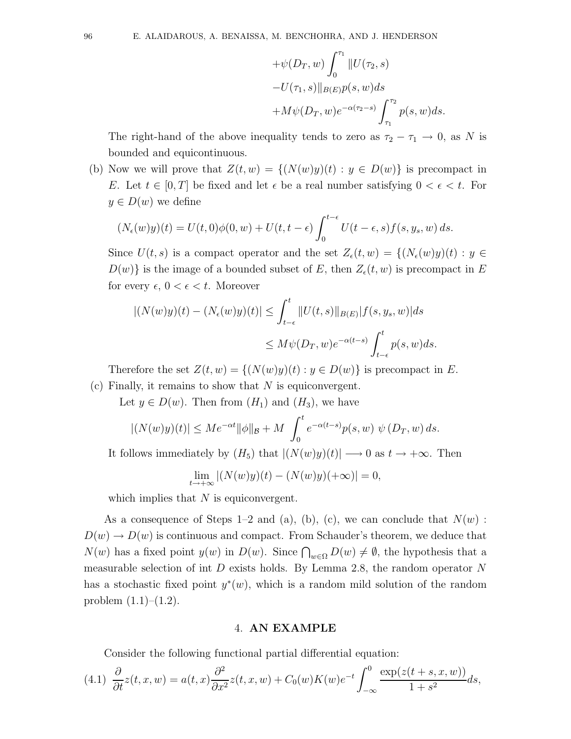$$
\begin{aligned}
&+\psi(D_T, w)\int_0^{\tau_1} \|U(\tau_2, s)\\
&-U(\tau_1, s)\|_{B(E)} p(s, w) ds\\
&+M\psi(D_T, w)e^{-\alpha(\tau_2 - s)}\int_{\tau_1}^{\tau_2} p(s, w) ds.
\end{aligned}
$$

The right-hand of the above inequality tends to zero as $\tau_2 - \tau_1 \to 0$, as $N$ is bounded and equicontinuous.

(b) Now we will prove that $Z(t, w) = \{(N(w)y)(t) : y \in D(w)\}$ is precompact in $E$. Let $t \in [0, T]$ be fixed and let $\epsilon$ be a real number satisfying $0 < \epsilon < t$. For $y \in D(w)$ we define

$$
(N_\epsilon(w)y)(t) = U(t, 0)\phi(0, w) + U(t, t - \epsilon)\int_0^{t-\epsilon} U(t - \epsilon, s) f(s, y_s, w)\, ds.
$$

Since $U(t, s)$ is a compact operator and the set $Z_\epsilon(t, w) = \{(N_\epsilon(w)y)(t) : y \in D(w)\}$ is the image of a bounded subset of $E$, then $Z_\epsilon(t, w)$ is precompact in $E$ for every $\epsilon$, $0 < \epsilon < t$. Moreover

$$
\begin{aligned}
|(N(w)y)(t) - (N_\epsilon(w)y)(t)| &\leq \int_{t-\epsilon}^{t} \|U(t, s)\|_{B(E)} |f(s, y_s, w)| ds\\
&\leq M\psi(D_T, w)e^{-\alpha(t-s)}\int_{t-\epsilon}^{t} p(s, w) ds.
\end{aligned}
$$

Therefore the set $Z(t, w) = \{(N(w)y)(t) : y \in D(w)\}$ is precompact in $E$.

(c) Finally, it remains to show that $N$ is equiconvergent.

Let $y \in D(w)$. Then from $(H_1)$ and $(H_3)$, we have

$$
|(N(w)y)(t)| \leq Me^{-\alpha t}\|\phi\|_{\mathcal{B}} + M\int_0^t e^{-\alpha(t-s)} p(s, w)\, \psi(D_T, w)\, ds.
$$

It follows immediately by $(H_5)$ that $|(N(w)y)(t)| \longrightarrow 0$ as $t \to +\infty$. Then

$$
\lim_{t\to+\infty} |(N(w)y)(t) - (N(w)y)(+\infty)| = 0,
$$

which implies that $N$ is equiconvergent.

As a consequence of Steps 1–2 and (a), (b), (c), we can conclude that $N(w) : D(w) \to D(w)$ is continuous and compact. From Schauder's theorem, we deduce that $N(w)$ has a fixed point $y(w)$ in $D(w)$. Since $\bigcap_{w\in\Omega} D(w) \neq \emptyset$, the hypothesis that a measurable selection of int $D$ exists holds. By Lemma 2.8, the random operator $N$ has a stochastic fixed point $y^*(w)$, which is a random mild solution of the random problem (1.1)–(1.2).

## 4. AN EXAMPLE

Consider the following functional partial differential equation:

$$
\frac{\partial}{\partial t} z(t, x, w) = a(t, x)\frac{\partial^2}{\partial x^2} z(t, x, w) + C_0(w)K(w)e^{-t}\int_{-\infty}^{0} \frac{\exp(z(t + s, x, w))}{1 + s^2} ds, \tag{4.1}
$$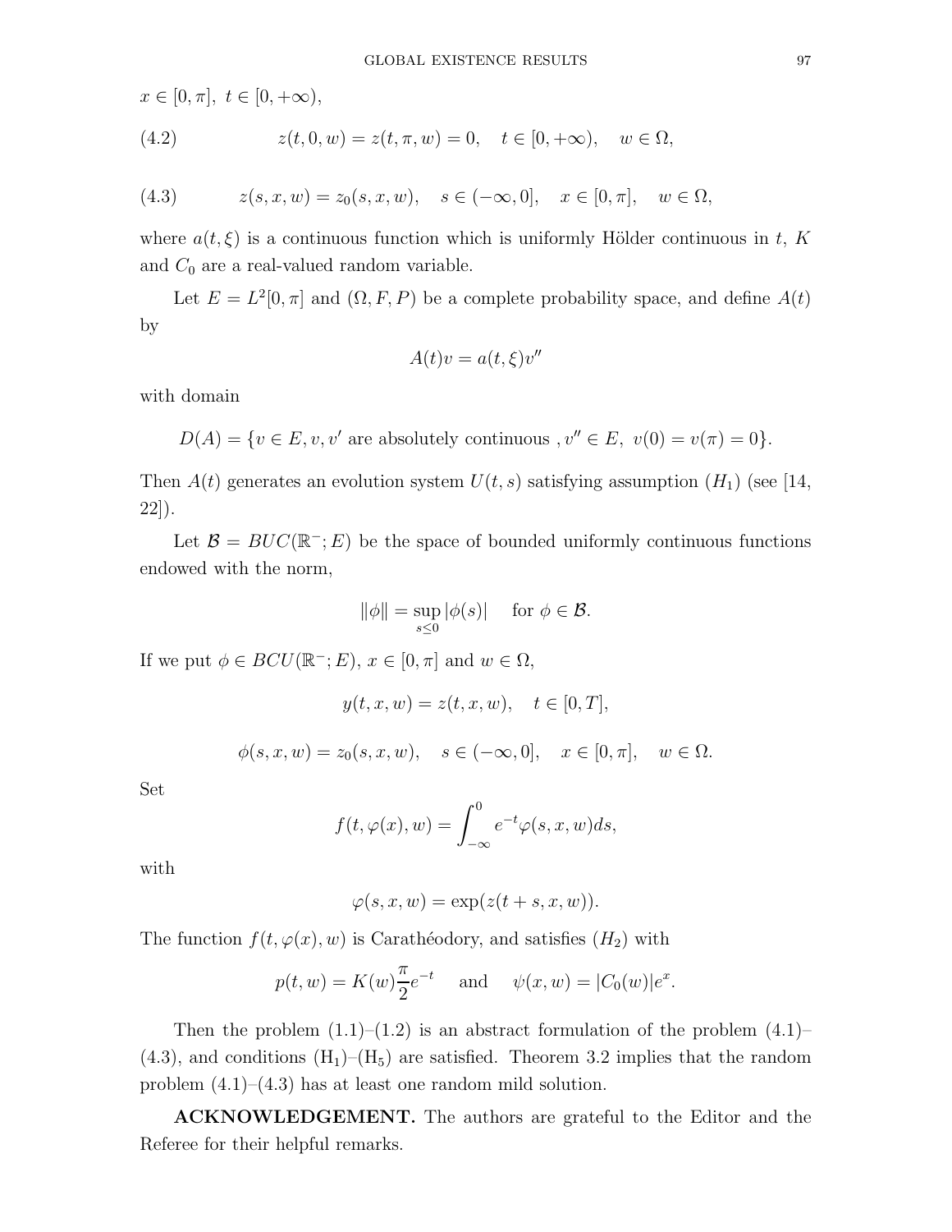$x \in [0, \pi],\ t \in [0, +\infty),$

$$z(t, 0, w) = z(t, \pi, w) = 0, \quad t \in [0, +\infty), \quad w \in \Omega, \tag{4.2}$$

$$z(s, x, w) = z_0(s, x, w), \quad s \in (-\infty, 0], \quad x \in [0, \pi], \quad w \in \Omega, \tag{4.3}$$

where $a(t, \xi)$ is a continuous function which is uniformly Hölder continuous in $t$, $K$ and $C_0$ are a real-valued random variable.

Let $E = L^2[0, \pi]$ and $(\Omega, F, P)$ be a complete probability space, and define $A(t)$ by

$$A(t)v = a(t, \xi)v''$$

with domain

$$D(A) = \{v \in E, v, v' \text{ are absolutely continuous }, v'' \in E,\ v(0) = v(\pi) = 0\}.$$

Then $A(t)$ generates an evolution system $U(t, s)$ satisfying assumption $(H_1)$ (see [14, 22]).

Let $\mathcal{B} = BUC(\mathbb{R}^-; E)$ be the space of bounded uniformly continuous functions endowed with the norm,

$$\|\phi\| = \sup_{s \leq 0} |\phi(s)| \quad \text{ for } \phi \in \mathcal{B}.$$

If we put $\phi \in BCU(\mathbb{R}^-; E)$, $x \in [0, \pi]$ and $w \in \Omega$,

$$y(t, x, w) = z(t, x, w), \quad t \in [0, T],$$

$$\phi(s, x, w) = z_0(s, x, w), \quad s \in (-\infty, 0], \quad x \in [0, \pi], \quad w \in \Omega.$$

Set

$$f(t, \varphi(x), w) = \int_{-\infty}^{0} e^{-t} \varphi(s, x, w) ds,$$

with

$$\varphi(s, x, w) = \exp(z(t + s, x, w)).$$

The function $f(t, \varphi(x), w)$ is Carathéodory, and satisfies $(H_2)$ with

$$p(t, w) = K(w)\frac{\pi}{2}e^{-t} \quad \text{ and } \quad \psi(x, w) = |C_0(w)|e^x.$$

Then the problem (1.1)–(1.2) is an abstract formulation of the problem (4.1)–(4.3), and conditions $(\mathrm{H}_1)$–$(\mathrm{H}_5)$ are satisfied. Theorem 3.2 implies that the random problem (4.1)–(4.3) has at least one random mild solution.

**ACKNOWLEDGEMENT.** The authors are grateful to the Editor and the Referee for their helpful remarks.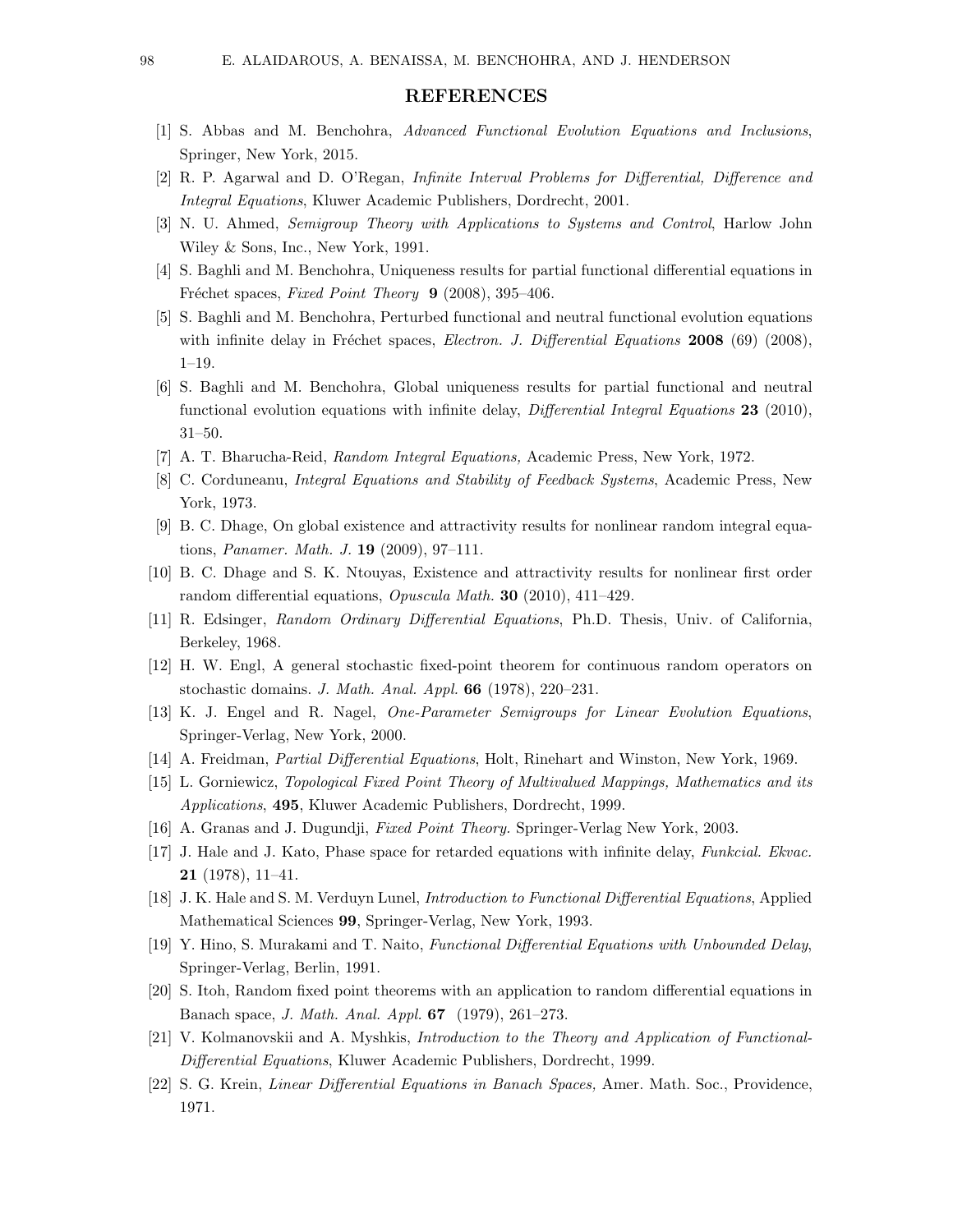## REFERENCES

[1] S. Abbas and M. Benchohra, *Advanced Functional Evolution Equations and Inclusions*, Springer, New York, 2015.

[2] R. P. Agarwal and D. O'Regan, *Infinite Interval Problems for Differential, Difference and Integral Equations*, Kluwer Academic Publishers, Dordrecht, 2001.

[3] N. U. Ahmed, *Semigroup Theory with Applications to Systems and Control*, Harlow John Wiley & Sons, Inc., New York, 1991.

[4] S. Baghli and M. Benchohra, Uniqueness results for partial functional differential equations in Fréchet spaces, *Fixed Point Theory* **9** (2008), 395–406.

[5] S. Baghli and M. Benchohra, Perturbed functional and neutral functional evolution equations with infinite delay in Fréchet spaces, *Electron. J. Differential Equations* **2008** (69) (2008), 1–19.

[6] S. Baghli and M. Benchohra, Global uniqueness results for partial functional and neutral functional evolution equations with infinite delay, *Differential Integral Equations* **23** (2010), 31–50.

[7] A. T. Bharucha-Reid, *Random Integral Equations,* Academic Press, New York, 1972.

[8] C. Corduneanu, *Integral Equations and Stability of Feedback Systems*, Academic Press, New York, 1973.

[9] B. C. Dhage, On global existence and attractivity results for nonlinear random integral equations, *Panamer. Math. J.* **19** (2009), 97–111.

[10] B. C. Dhage and S. K. Ntouyas, Existence and attractivity results for nonlinear first order random differential equations, *Opuscula Math.* **30** (2010), 411–429.

[11] R. Edsinger, *Random Ordinary Differential Equations*, Ph.D. Thesis, Univ. of California, Berkeley, 1968.

[12] H. W. Engl, A general stochastic fixed-point theorem for continuous random operators on stochastic domains. *J. Math. Anal. Appl.* **66** (1978), 220–231.

[13] K. J. Engel and R. Nagel, *One-Parameter Semigroups for Linear Evolution Equations*, Springer-Verlag, New York, 2000.

[14] A. Freidman, *Partial Differential Equations*, Holt, Rinehart and Winston, New York, 1969.

[15] L. Gorniewicz, *Topological Fixed Point Theory of Multivalued Mappings, Mathematics and its Applications*, **495**, Kluwer Academic Publishers, Dordrecht, 1999.

[16] A. Granas and J. Dugundji, *Fixed Point Theory.* Springer-Verlag New York, 2003.

[17] J. Hale and J. Kato, Phase space for retarded equations with infinite delay, *Funkcial. Ekvac.* **21** (1978), 11–41.

[18] J. K. Hale and S. M. Verduyn Lunel, *Introduction to Functional Differential Equations*, Applied Mathematical Sciences **99**, Springer-Verlag, New York, 1993.

[19] Y. Hino, S. Murakami and T. Naito, *Functional Differential Equations with Unbounded Delay*, Springer-Verlag, Berlin, 1991.

[20] S. Itoh, Random fixed point theorems with an application to random differential equations in Banach space, *J. Math. Anal. Appl.* **67** (1979), 261–273.

[21] V. Kolmanovskii and A. Myshkis, *Introduction to the Theory and Application of Functional-Differential Equations*, Kluwer Academic Publishers, Dordrecht, 1999.

[22] S. G. Krein, *Linear Differential Equations in Banach Spaces,* Amer. Math. Soc., Providence, 1971.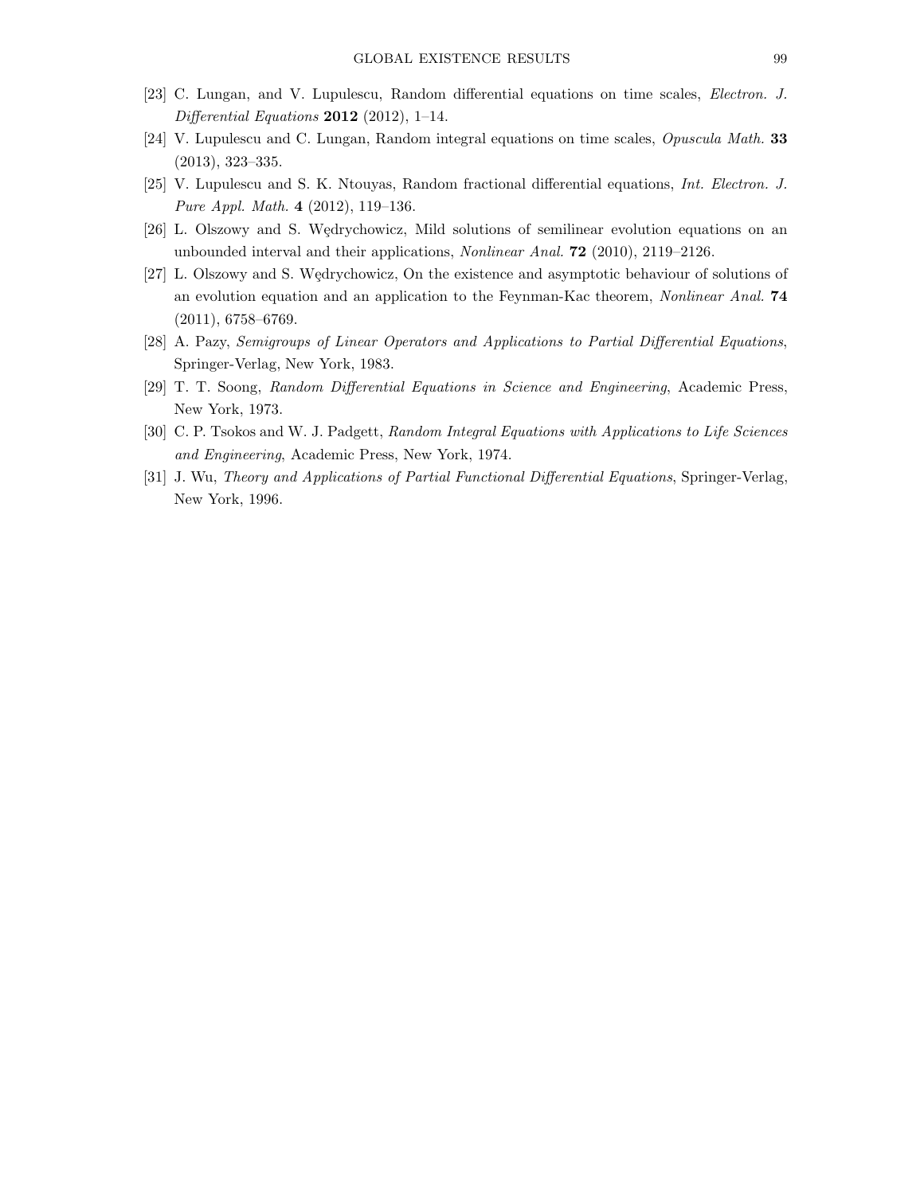[23] C. Lungan, and V. Lupulescu, Random differential equations on time scales, *Electron. J. Differential Equations* **2012** (2012), 1–14.

[24] V. Lupulescu and C. Lungan, Random integral equations on time scales, *Opuscula Math.* **33** (2013), 323–335.

[25] V. Lupulescu and S. K. Ntouyas, Random fractional differential equations, *Int. Electron. J. Pure Appl. Math.* **4** (2012), 119–136.

[26] L. Olszowy and S. Wędrychowicz, Mild solutions of semilinear evolution equations on an unbounded interval and their applications, *Nonlinear Anal.* **72** (2010), 2119–2126.

[27] L. Olszowy and S. Wędrychowicz, On the existence and asymptotic behaviour of solutions of an evolution equation and an application to the Feynman-Kac theorem, *Nonlinear Anal.* **74** (2011), 6758–6769.

[28] A. Pazy, *Semigroups of Linear Operators and Applications to Partial Differential Equations*, Springer-Verlag, New York, 1983.

[29] T. T. Soong, *Random Differential Equations in Science and Engineering*, Academic Press, New York, 1973.

[30] C. P. Tsokos and W. J. Padgett, *Random Integral Equations with Applications to Life Sciences and Engineering*, Academic Press, New York, 1974.

[31] J. Wu, *Theory and Applications of Partial Functional Differential Equations*, Springer-Verlag, New York, 1996.